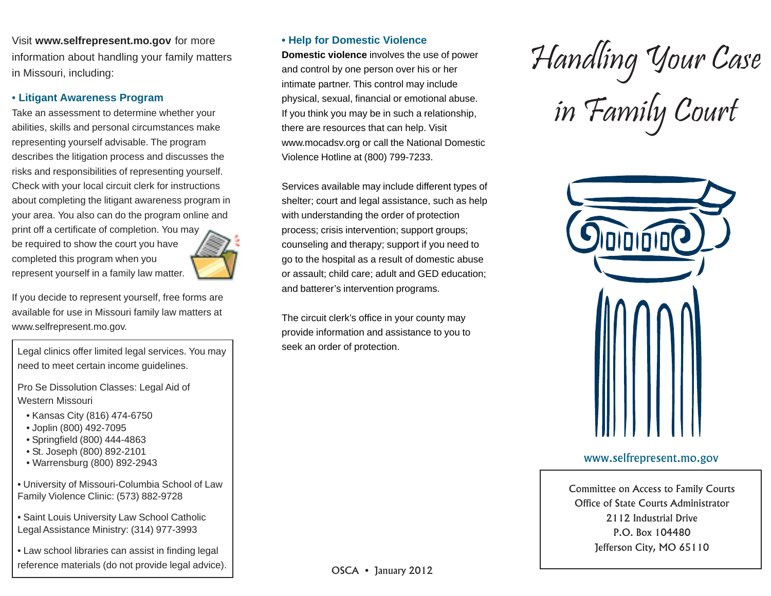Visit **www.selfrepresent.mo.gov** for more information about handling your family matters in Missouri, including:

### • Litigant Awareness Program

Take an assessment to determine whether your abilities, skills and personal circumstances make representing yourself advisable. The program describes the litigation process and discusses the risks and responsibilities of representing yourself. Check with your local circuit clerk for instructions about completing the litigant awareness program in your area. You also can do the program online and print off a certificate of completion. You may be required to show the court you have completed this program when you represent yourself in a family law matter.

If you decide to represent yourself, free forms are available for use in Missouri family law matters at www.selfrepresent.mo.gov.

> Legal clinics offer limited legal services. You may need to meet certain income guidelines.
>
> Pro Se Dissolution Classes: Legal Aid of Western Missouri
>
> - Kansas City (816) 474-6750
> - Joplin (800) 492-7095
> - Springfield (800) 444-4863
> - St. Joseph (800) 892-2101
> - Warrensburg (800) 892-2943
>
> • University of Missouri-Columbia School of Law Family Violence Clinic: (573) 882-9728
>
> • Saint Louis University Law School Catholic Legal Assistance Ministry: (314) 977-3993
>
> • Law school libraries can assist in finding legal reference materials (do not provide legal advice).

### • Help for Domestic Violence

**Domestic violence** involves the use of power and control by one person over his or her intimate partner. This control may include physical, sexual, financial or emotional abuse. If you think you may be in such a relationship, there are resources that can help. Visit www.mocadsv.org or call the National Domestic Violence Hotline at (800) 799-7233.

Services available may include different types of shelter; court and legal assistance, such as help with understanding the order of protection process; crisis intervention; support groups; counseling and therapy; support if you need to go to the hospital as a result of domestic abuse or assault; child care; adult and GED education; and batterer's intervention programs.

The circuit clerk's office in your county may provide information and assistance to you to seek an order of protection.

OSCA • January 2012

# Handling Your Case in Family Court

www.selfrepresent.mo.gov

> Committee on Access to Family Courts
> Office of State Courts Administrator
> 2112 Industrial Drive
> P.O. Box 104480
> Jefferson City, MO 65110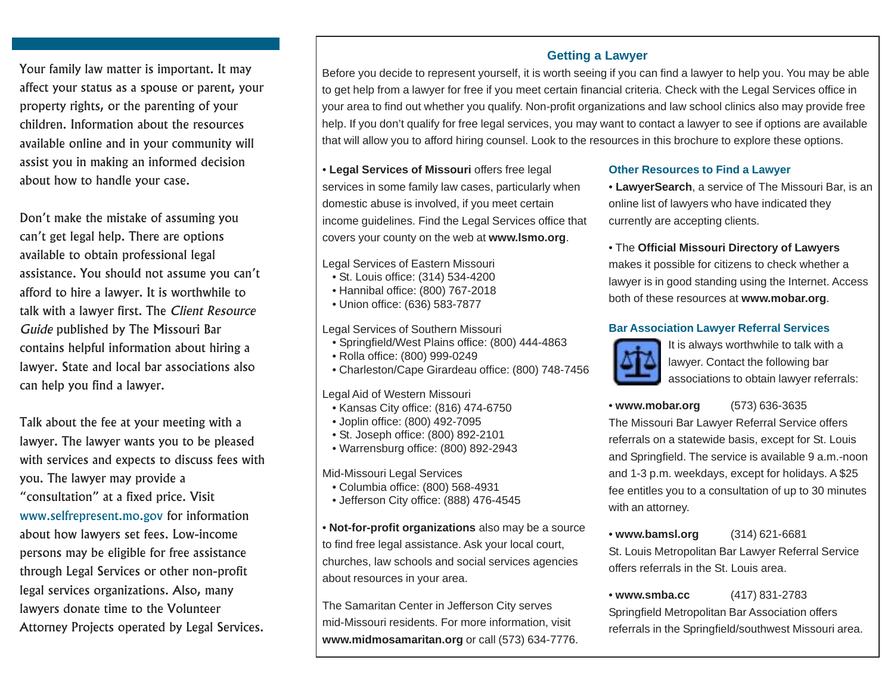Your family law matter is important. It may affect your status as a spouse or parent, your property rights, or the parenting of your children. Information about the resources available online and in your community will assist you in making an informed decision about how to handle your case.

Don't make the mistake of assuming you can't get legal help. There are options available to obtain professional legal assistance. You should not assume you can't afford to hire a lawyer. It is worthwhile to talk with a lawyer first. The *Client Resource Guide* published by The Missouri Bar contains helpful information about hiring a lawyer. State and local bar associations also can help you find a lawyer.

Talk about the fee at your meeting with a lawyer. The lawyer wants you to be pleased with services and expects to discuss fees with you. The lawyer may provide a "consultation" at a fixed price. Visit www.selfrepresent.mo.gov for information about how lawyers set fees. Low-income persons may be eligible for free assistance through Legal Services or other non-profit legal services organizations. Also, many lawyers donate time to the Volunteer Attorney Projects operated by Legal Services.

## Getting a Lawyer

Before you decide to represent yourself, it is worth seeing if you can find a lawyer to help you. You may be able to get help from a lawyer for free if you meet certain financial criteria. Check with the Legal Services office in your area to find out whether you qualify. Non-profit organizations and law school clinics also may provide free help. If you don't qualify for free legal services, you may want to contact a lawyer to see if options are available that will allow you to afford hiring counsel. Look to the resources in this brochure to explore these options.

• **Legal Services of Missouri** offers free legal services in some family law cases, particularly when domestic abuse is involved, if you meet certain income guidelines. Find the Legal Services office that covers your county on the web at **www.lsmo.org**.

Legal Services of Eastern Missouri
- St. Louis office: (314) 534-4200
- Hannibal office: (800) 767-2018
- Union office: (636) 583-7877

Legal Services of Southern Missouri
- Springfield/West Plains office: (800) 444-4863
- Rolla office: (800) 999-0249
- Charleston/Cape Girardeau office: (800) 748-7456

Legal Aid of Western Missouri
- Kansas City office: (816) 474-6750
- Joplin office: (800) 492-7095
- St. Joseph office: (800) 892-2101
- Warrensburg office: (800) 892-2943

Mid-Missouri Legal Services
- Columbia office: (800) 568-4931
- Jefferson City office: (888) 476-4545

• **Not-for-profit organizations** also may be a source to find free legal assistance. Ask your local court, churches, law schools and social services agencies about resources in your area.

The Samaritan Center in Jefferson City serves mid-Missouri residents. For more information, visit **www.midmosamaritan.org** or call (573) 634-7776.

### Other Resources to Find a Lawyer

• **LawyerSearch**, a service of The Missouri Bar, is an online list of lawyers who have indicated they currently are accepting clients.

• The **Official Missouri Directory of Lawyers** makes it possible for citizens to check whether a lawyer is in good standing using the Internet. Access both of these resources at **www.mobar.org**.

### Bar Association Lawyer Referral Services

It is always worthwhile to talk with a lawyer. Contact the following bar associations to obtain lawyer referrals:

• **www.mobar.org** (573) 636-3635
The Missouri Bar Lawyer Referral Service offers referrals on a statewide basis, except for St. Louis and Springfield. The service is available 9 a.m.-noon and 1-3 p.m. weekdays, except for holidays. A $25 fee entitles you to a consultation of up to 30 minutes with an attorney.

• **www.bamsl.org** (314) 621-6681
St. Louis Metropolitan Bar Lawyer Referral Service offers referrals in the St. Louis area.

• **www.smba.cc** (417) 831-2783
Springfield Metropolitan Bar Association offers referrals in the Springfield/southwest Missouri area.